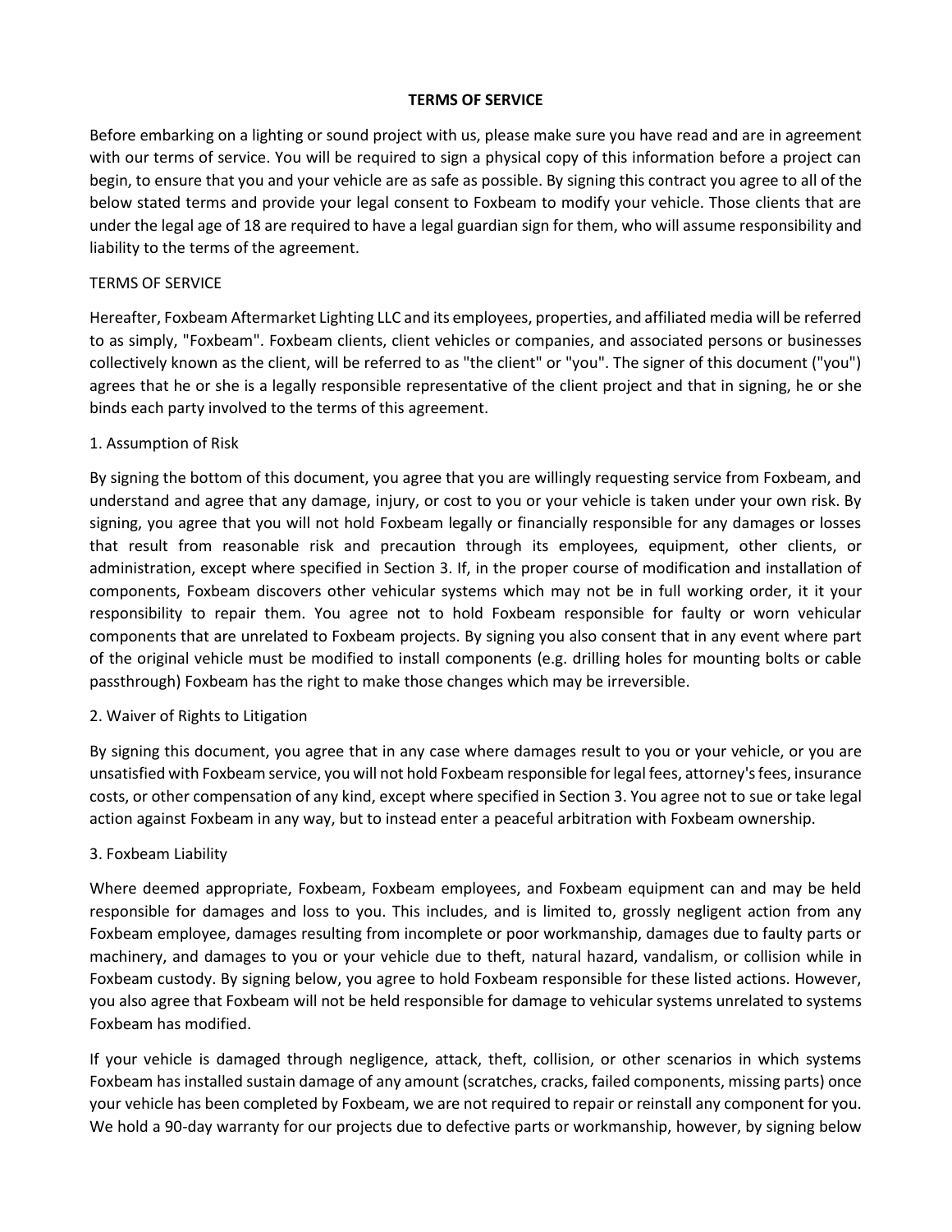# TERMS OF SERVICE

Before embarking on a lighting or sound project with us, please make sure you have read and are in agreement with our terms of service. You will be required to sign a physical copy of this information before a project can begin, to ensure that you and your vehicle are as safe as possible. By signing this contract you agree to all of the below stated terms and provide your legal consent to Foxbeam to modify your vehicle. Those clients that are under the legal age of 18 are required to have a legal guardian sign for them, who will assume responsibility and liability to the terms of the agreement.

## TERMS OF SERVICE

Hereafter, Foxbeam Aftermarket Lighting LLC and its employees, properties, and affiliated media will be referred to as simply, "Foxbeam". Foxbeam clients, client vehicles or companies, and associated persons or businesses collectively known as the client, will be referred to as "the client" or "you". The signer of this document ("you") agrees that he or she is a legally responsible representative of the client project and that in signing, he or she binds each party involved to the terms of this agreement.

### 1. Assumption of Risk

By signing the bottom of this document, you agree that you are willingly requesting service from Foxbeam, and understand and agree that any damage, injury, or cost to you or your vehicle is taken under your own risk. By signing, you agree that you will not hold Foxbeam legally or financially responsible for any damages or losses that result from reasonable risk and precaution through its employees, equipment, other clients, or administration, except where specified in Section 3. If, in the proper course of modification and installation of components, Foxbeam discovers other vehicular systems which may not be in full working order, it it your responsibility to repair them. You agree not to hold Foxbeam responsible for faulty or worn vehicular components that are unrelated to Foxbeam projects. By signing you also consent that in any event where part of the original vehicle must be modified to install components (e.g. drilling holes for mounting bolts or cable passthrough) Foxbeam has the right to make those changes which may be irreversible.

### 2. Waiver of Rights to Litigation

By signing this document, you agree that in any case where damages result to you or your vehicle, or you are unsatisfied with Foxbeam service, you will not hold Foxbeam responsible for legal fees, attorney's fees, insurance costs, or other compensation of any kind, except where specified in Section 3. You agree not to sue or take legal action against Foxbeam in any way, but to instead enter a peaceful arbitration with Foxbeam ownership.

### 3. Foxbeam Liability

Where deemed appropriate, Foxbeam, Foxbeam employees, and Foxbeam equipment can and may be held responsible for damages and loss to you. This includes, and is limited to, grossly negligent action from any Foxbeam employee, damages resulting from incomplete or poor workmanship, damages due to faulty parts or machinery, and damages to you or your vehicle due to theft, natural hazard, vandalism, or collision while in Foxbeam custody. By signing below, you agree to hold Foxbeam responsible for these listed actions. However, you also agree that Foxbeam will not be held responsible for damage to vehicular systems unrelated to systems Foxbeam has modified.

If your vehicle is damaged through negligence, attack, theft, collision, or other scenarios in which systems Foxbeam has installed sustain damage of any amount (scratches, cracks, failed components, missing parts) once your vehicle has been completed by Foxbeam, we are not required to repair or reinstall any component for you. We hold a 90-day warranty for our projects due to defective parts or workmanship, however, by signing below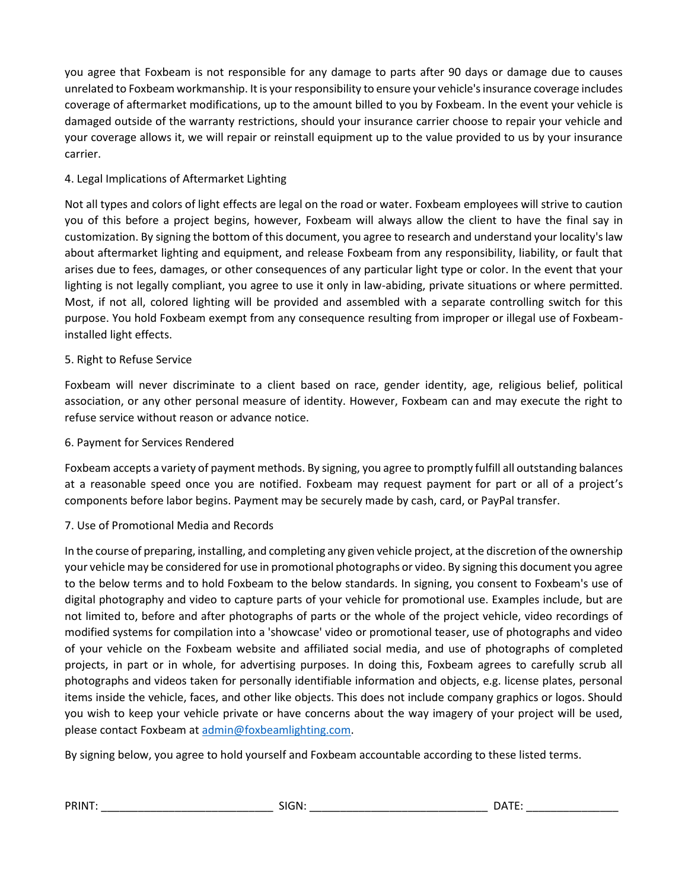you agree that Foxbeam is not responsible for any damage to parts after 90 days or damage due to causes unrelated to Foxbeam workmanship. It is your responsibility to ensure your vehicle's insurance coverage includes coverage of aftermarket modifications, up to the amount billed to you by Foxbeam. In the event your vehicle is damaged outside of the warranty restrictions, should your insurance carrier choose to repair your vehicle and your coverage allows it, we will repair or reinstall equipment up to the value provided to us by your insurance carrier.

4. Legal Implications of Aftermarket Lighting

Not all types and colors of light effects are legal on the road or water. Foxbeam employees will strive to caution you of this before a project begins, however, Foxbeam will always allow the client to have the final say in customization. By signing the bottom of this document, you agree to research and understand your locality's law about aftermarket lighting and equipment, and release Foxbeam from any responsibility, liability, or fault that arises due to fees, damages, or other consequences of any particular light type or color. In the event that your lighting is not legally compliant, you agree to use it only in law-abiding, private situations or where permitted. Most, if not all, colored lighting will be provided and assembled with a separate controlling switch for this purpose. You hold Foxbeam exempt from any consequence resulting from improper or illegal use of Foxbeam-installed light effects.

5. Right to Refuse Service

Foxbeam will never discriminate to a client based on race, gender identity, age, religious belief, political association, or any other personal measure of identity. However, Foxbeam can and may execute the right to refuse service without reason or advance notice.

6. Payment for Services Rendered

Foxbeam accepts a variety of payment methods. By signing, you agree to promptly fulfill all outstanding balances at a reasonable speed once you are notified. Foxbeam may request payment for part or all of a project's components before labor begins. Payment may be securely made by cash, card, or PayPal transfer.

7. Use of Promotional Media and Records

In the course of preparing, installing, and completing any given vehicle project, at the discretion of the ownership your vehicle may be considered for use in promotional photographs or video. By signing this document you agree to the below terms and to hold Foxbeam to the below standards. In signing, you consent to Foxbeam's use of digital photography and video to capture parts of your vehicle for promotional use. Examples include, but are not limited to, before and after photographs of parts or the whole of the project vehicle, video recordings of modified systems for compilation into a 'showcase' video or promotional teaser, use of photographs and video of your vehicle on the Foxbeam website and affiliated social media, and use of photographs of completed projects, in part or in whole, for advertising purposes. In doing this, Foxbeam agrees to carefully scrub all photographs and videos taken for personally identifiable information and objects, e.g. license plates, personal items inside the vehicle, faces, and other like objects. This does not include company graphics or logos. Should you wish to keep your vehicle private or have concerns about the way imagery of your project will be used, please contact Foxbeam at admin@foxbeamlighting.com.

By signing below, you agree to hold yourself and Foxbeam accountable according to these listed terms.

PRINT: ___________________________ SIGN: ____________________________ DATE: ______________